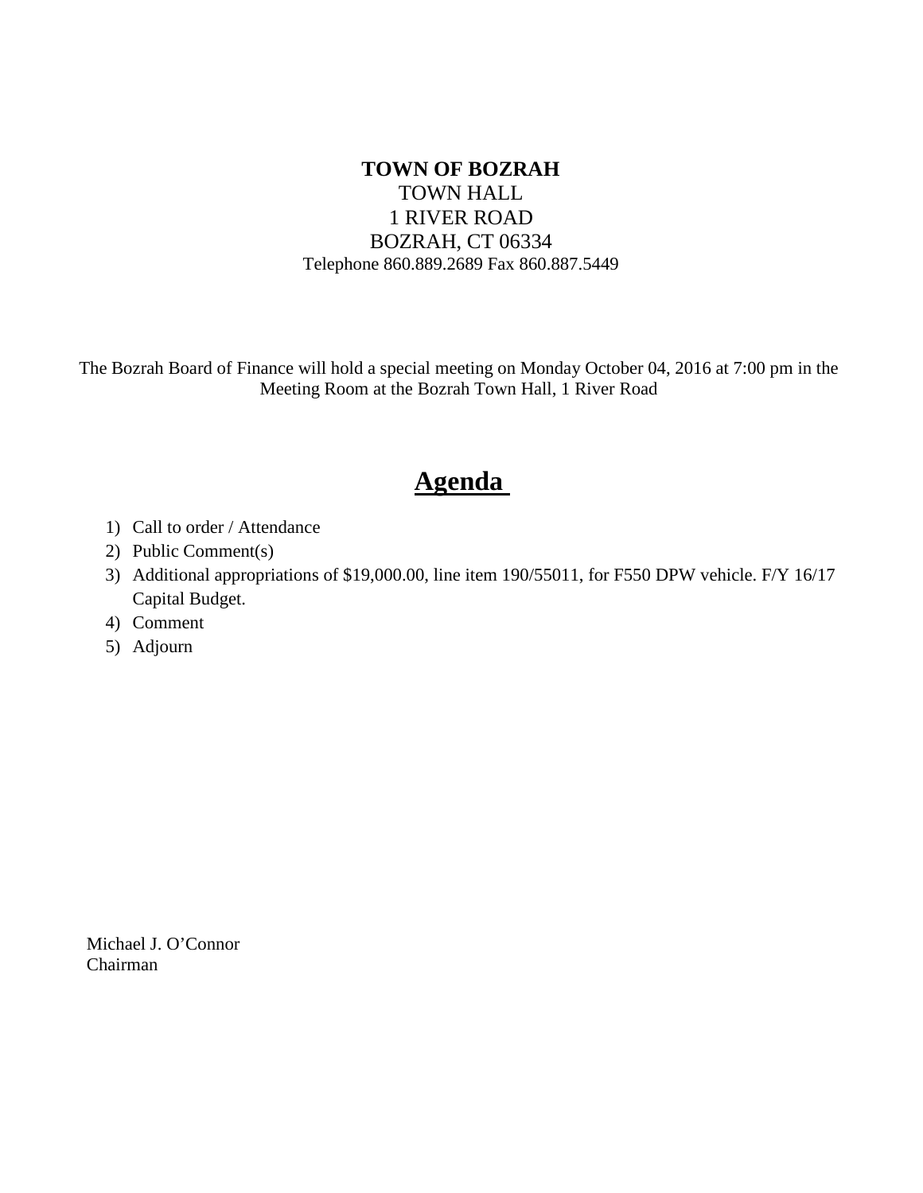**TOWN OF BOZRAH**
TOWN HALL
1 RIVER ROAD
BOZRAH, CT 06334
Telephone 860.889.2689 Fax 860.887.5449

The Bozrah Board of Finance will hold a special meeting on Monday October 04, 2016 at 7:00 pm in the Meeting Room at the Bozrah Town Hall, 1 River Road

# Agenda

1) Call to order / Attendance
2) Public Comment(s)
3) Additional appropriations of $19,000.00, line item 190/55011, for F550 DPW vehicle. F/Y 16/17 Capital Budget.
4) Comment
5) Adjourn

Michael J. O'Connor
Chairman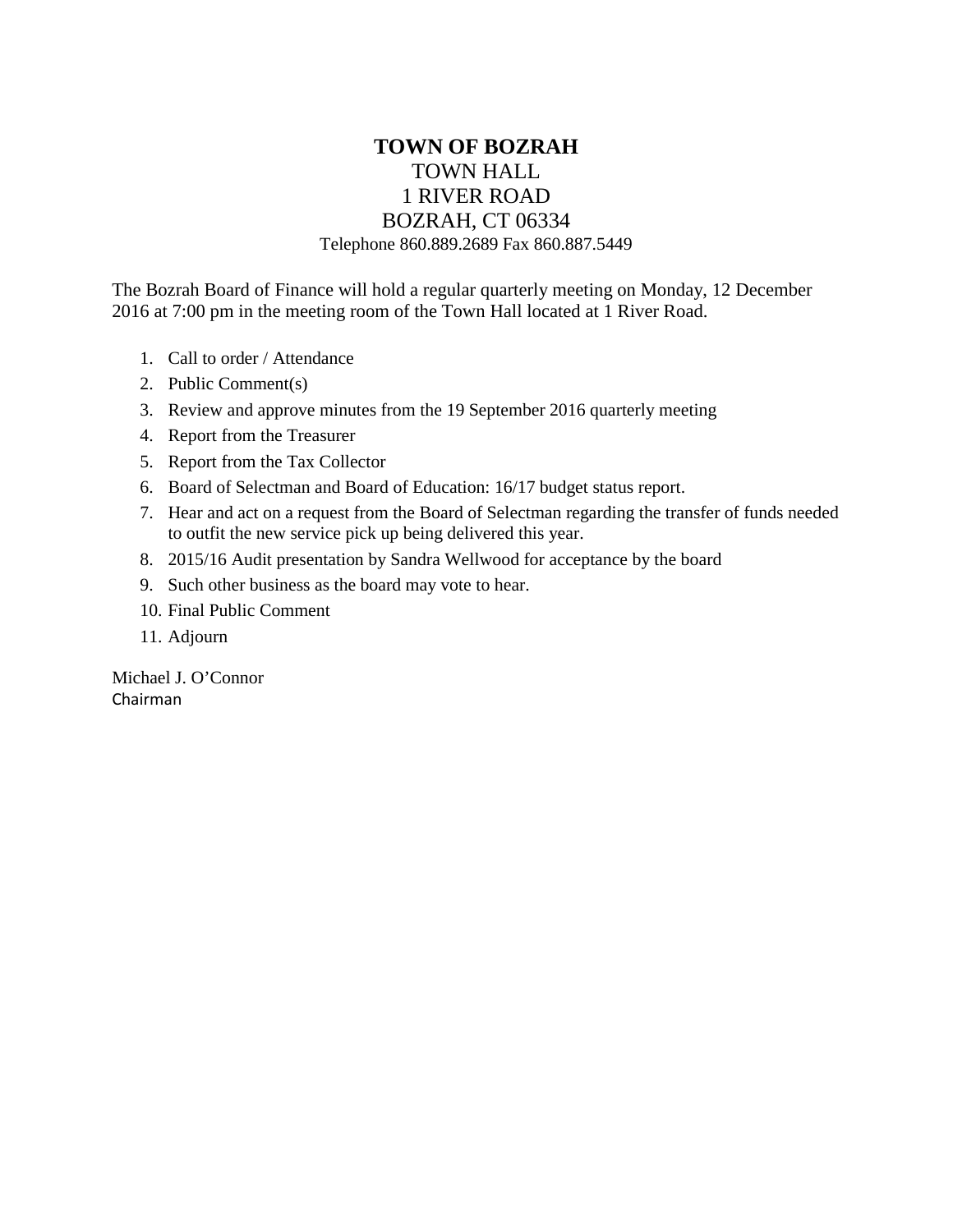**TOWN OF BOZRAH**
TOWN HALL
1 RIVER ROAD
BOZRAH, CT 06334
Telephone 860.889.2689 Fax 860.887.5449

The Bozrah Board of Finance will hold a regular quarterly meeting on Monday, 12 December 2016 at 7:00 pm in the meeting room of the Town Hall located at 1 River Road.

1. Call to order / Attendance
2. Public Comment(s)
3. Review and approve minutes from the 19 September 2016 quarterly meeting
4. Report from the Treasurer
5. Report from the Tax Collector
6. Board of Selectman and Board of Education: 16/17 budget status report.
7. Hear and act on a request from the Board of Selectman regarding the transfer of funds needed to outfit the new service pick up being delivered this year.
8. 2015/16 Audit presentation by Sandra Wellwood for acceptance by the board
9. Such other business as the board may vote to hear.
10. Final Public Comment
11. Adjourn

Michael J. O'Connor
Chairman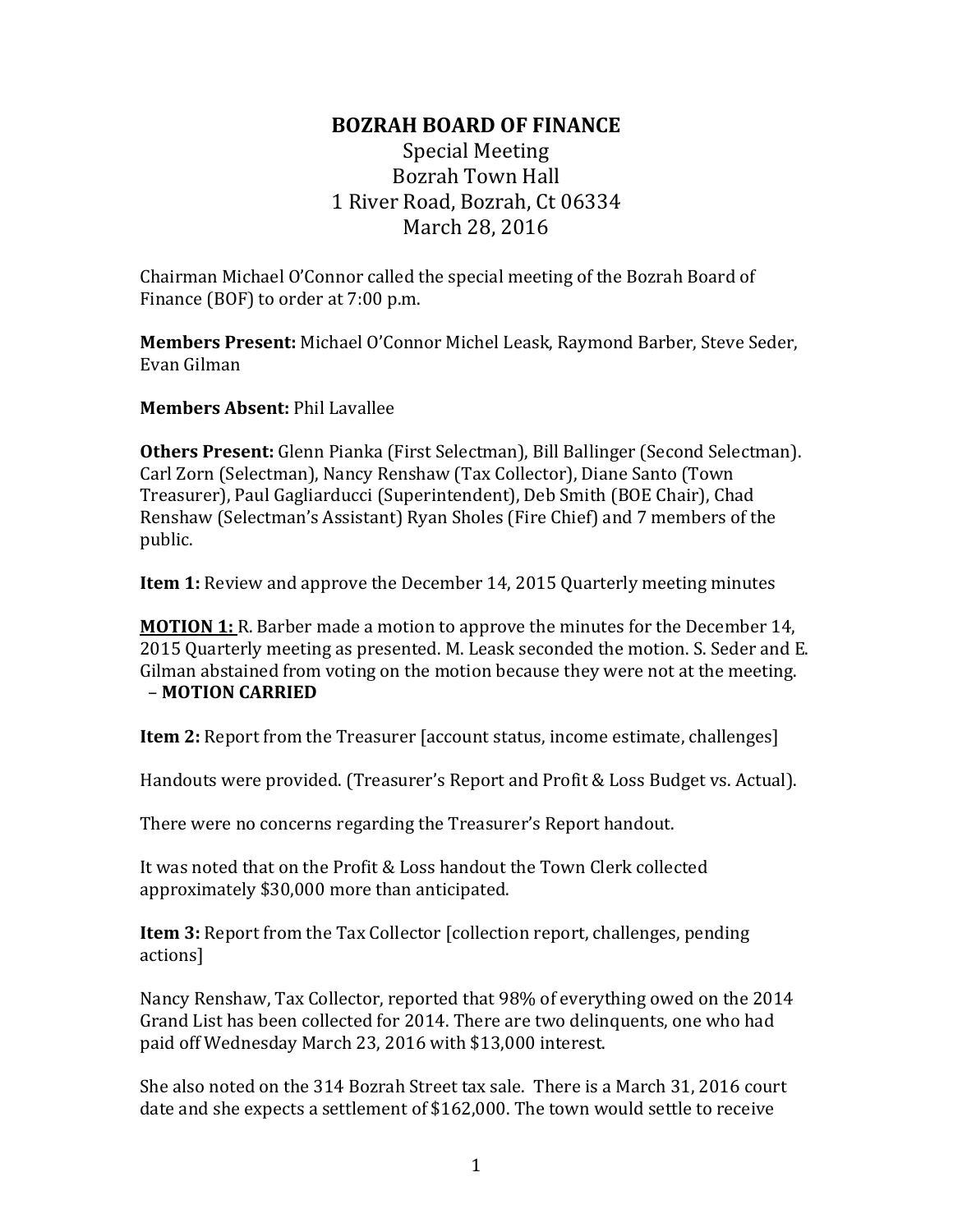# BOZRAH BOARD OF FINANCE

Special Meeting
Bozrah Town Hall
1 River Road, Bozrah, Ct 06334
March 28, 2016

Chairman Michael O'Connor called the special meeting of the Bozrah Board of Finance (BOF) to order at 7:00 p.m.

**Members Present:** Michael O'Connor Michel Leask, Raymond Barber, Steve Seder, Evan Gilman

**Members Absent:** Phil Lavallee

**Others Present:** Glenn Pianka (First Selectman), Bill Ballinger (Second Selectman). Carl Zorn (Selectman), Nancy Renshaw (Tax Collector), Diane Santo (Town Treasurer), Paul Gagliarducci (Superintendent), Deb Smith (BOE Chair), Chad Renshaw (Selectman's Assistant) Ryan Sholes (Fire Chief) and 7 members of the public.

**Item 1:** Review and approve the December 14, 2015 Quarterly meeting minutes

**MOTION 1:** R. Barber made a motion to approve the minutes for the December 14, 2015 Quarterly meeting as presented. M. Leask seconded the motion. S. Seder and E. Gilman abstained from voting on the motion because they were not at the meeting. – **MOTION CARRIED**

**Item 2:** Report from the Treasurer [account status, income estimate, challenges]

Handouts were provided. (Treasurer's Report and Profit & Loss Budget vs. Actual).

There were no concerns regarding the Treasurer's Report handout.

It was noted that on the Profit & Loss handout the Town Clerk collected approximately $30,000 more than anticipated.

**Item 3:** Report from the Tax Collector [collection report, challenges, pending actions]

Nancy Renshaw, Tax Collector, reported that 98% of everything owed on the 2014 Grand List has been collected for 2014. There are two delinquents, one who had paid off Wednesday March 23, 2016 with $13,000 interest.

She also noted on the 314 Bozrah Street tax sale. There is a March 31, 2016 court date and she expects a settlement of $162,000. The town would settle to receive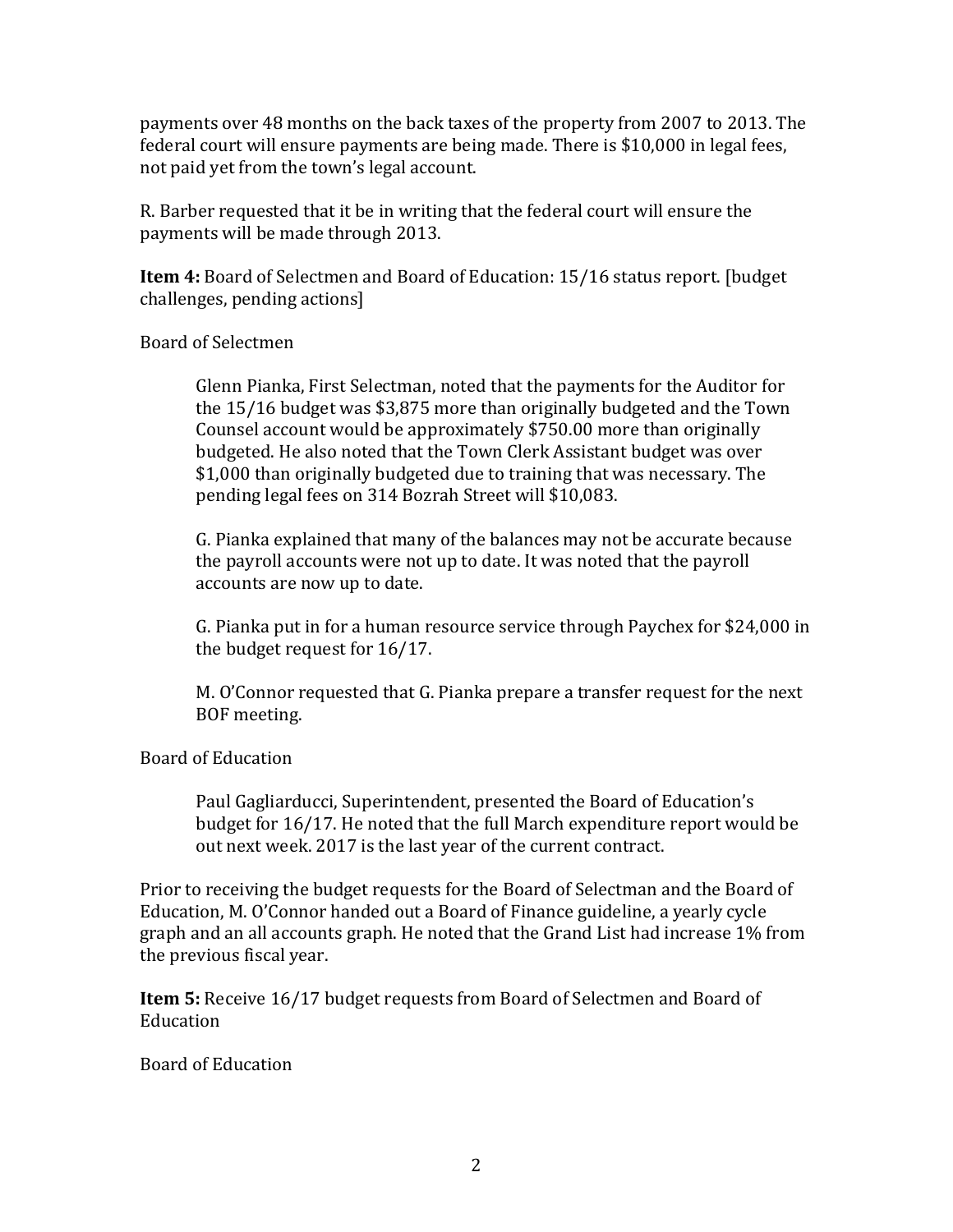payments over 48 months on the back taxes of the property from 2007 to 2013. The federal court will ensure payments are being made. There is $10,000 in legal fees, not paid yet from the town's legal account.

R. Barber requested that it be in writing that the federal court will ensure the payments will be made through 2013.

**Item 4:** Board of Selectmen and Board of Education: 15/16 status report. [budget challenges, pending actions]

Board of Selectmen

> Glenn Pianka, First Selectman, noted that the payments for the Auditor for the 15/16 budget was $3,875 more than originally budgeted and the Town Counsel account would be approximately $750.00 more than originally budgeted. He also noted that the Town Clerk Assistant budget was over $1,000 than originally budgeted due to training that was necessary. The pending legal fees on 314 Bozrah Street will $10,083.
>
> G. Pianka explained that many of the balances may not be accurate because the payroll accounts were not up to date. It was noted that the payroll accounts are now up to date.
>
> G. Pianka put in for a human resource service through Paychex for $24,000 in the budget request for 16/17.
>
> M. O'Connor requested that G. Pianka prepare a transfer request for the next BOF meeting.

Board of Education

> Paul Gagliarducci, Superintendent, presented the Board of Education's budget for 16/17. He noted that the full March expenditure report would be out next week. 2017 is the last year of the current contract.

Prior to receiving the budget requests for the Board of Selectman and the Board of Education, M. O'Connor handed out a Board of Finance guideline, a yearly cycle graph and an all accounts graph. He noted that the Grand List had increase 1% from the previous fiscal year.

**Item 5:** Receive 16/17 budget requests from Board of Selectmen and Board of Education

Board of Education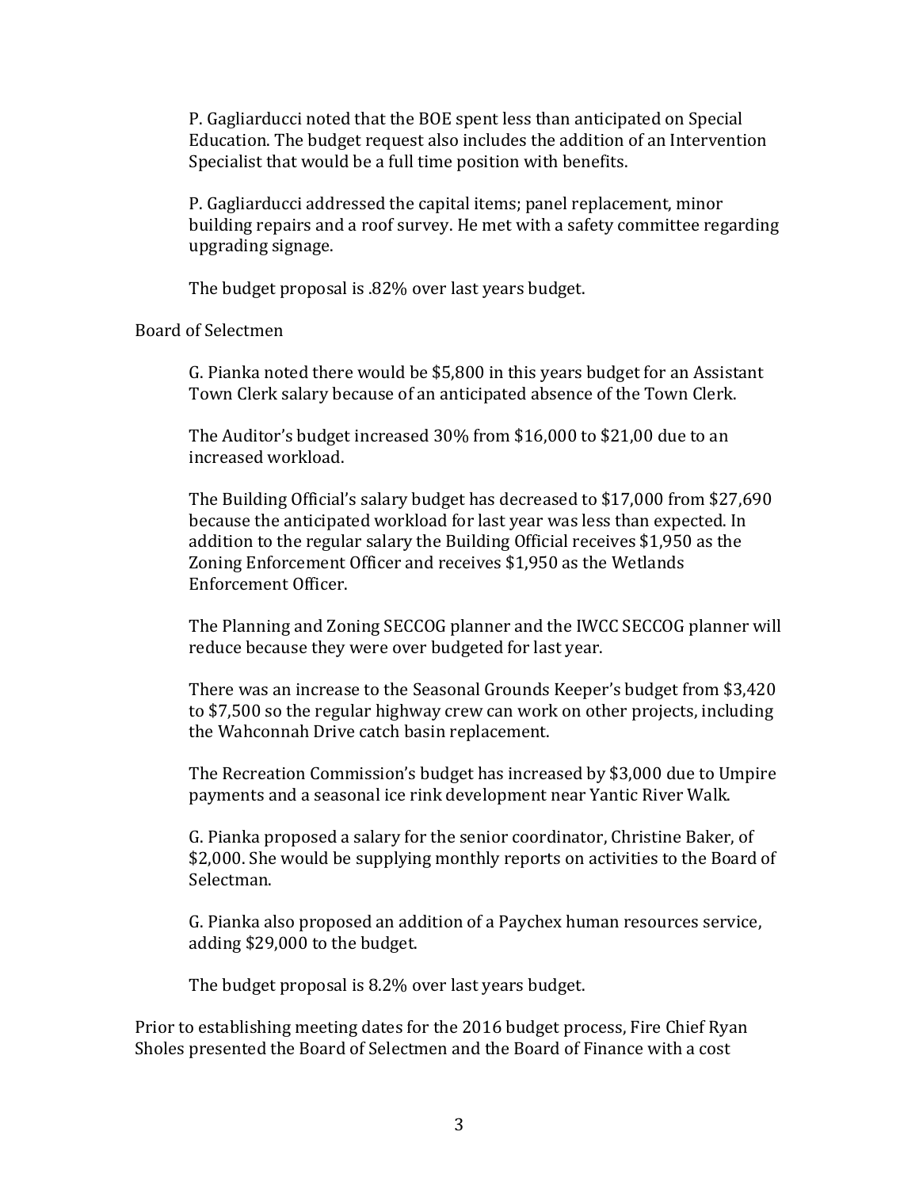P. Gagliarducci noted that the BOE spent less than anticipated on Special Education. The budget request also includes the addition of an Intervention Specialist that would be a full time position with benefits.

P. Gagliarducci addressed the capital items; panel replacement, minor building repairs and a roof survey. He met with a safety committee regarding upgrading signage.

The budget proposal is .82% over last years budget.

Board of Selectmen

G. Pianka noted there would be $5,800 in this years budget for an Assistant Town Clerk salary because of an anticipated absence of the Town Clerk.

The Auditor's budget increased 30% from $16,000 to $21,00 due to an increased workload.

The Building Official's salary budget has decreased to $17,000 from $27,690 because the anticipated workload for last year was less than expected. In addition to the regular salary the Building Official receives $1,950 as the Zoning Enforcement Officer and receives $1,950 as the Wetlands Enforcement Officer.

The Planning and Zoning SECCOG planner and the IWCC SECCOG planner will reduce because they were over budgeted for last year.

There was an increase to the Seasonal Grounds Keeper's budget from $3,420 to $7,500 so the regular highway crew can work on other projects, including the Wahconnah Drive catch basin replacement.

The Recreation Commission's budget has increased by $3,000 due to Umpire payments and a seasonal ice rink development near Yantic River Walk.

G. Pianka proposed a salary for the senior coordinator, Christine Baker, of $2,000. She would be supplying monthly reports on activities to the Board of Selectman.

G. Pianka also proposed an addition of a Paychex human resources service, adding $29,000 to the budget.

The budget proposal is 8.2% over last years budget.

Prior to establishing meeting dates for the 2016 budget process, Fire Chief Ryan Sholes presented the Board of Selectmen and the Board of Finance with a cost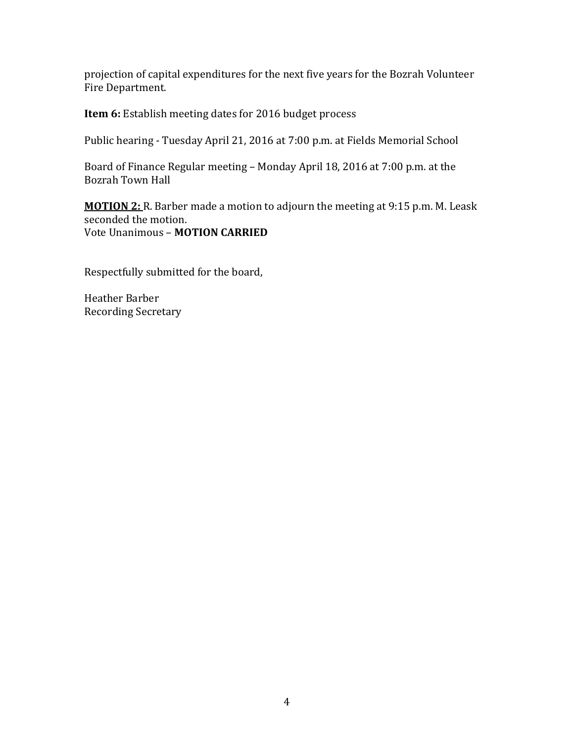projection of capital expenditures for the next five years for the Bozrah Volunteer Fire Department.

**Item 6:** Establish meeting dates for 2016 budget process

Public hearing - Tuesday April 21, 2016 at 7:00 p.m. at Fields Memorial School

Board of Finance Regular meeting – Monday April 18, 2016 at 7:00 p.m. at the Bozrah Town Hall

**MOTION 2:** R. Barber made a motion to adjourn the meeting at 9:15 p.m. M. Leask seconded the motion.
Vote Unanimous – **MOTION CARRIED**

Respectfully submitted for the board,

Heather Barber
Recording Secretary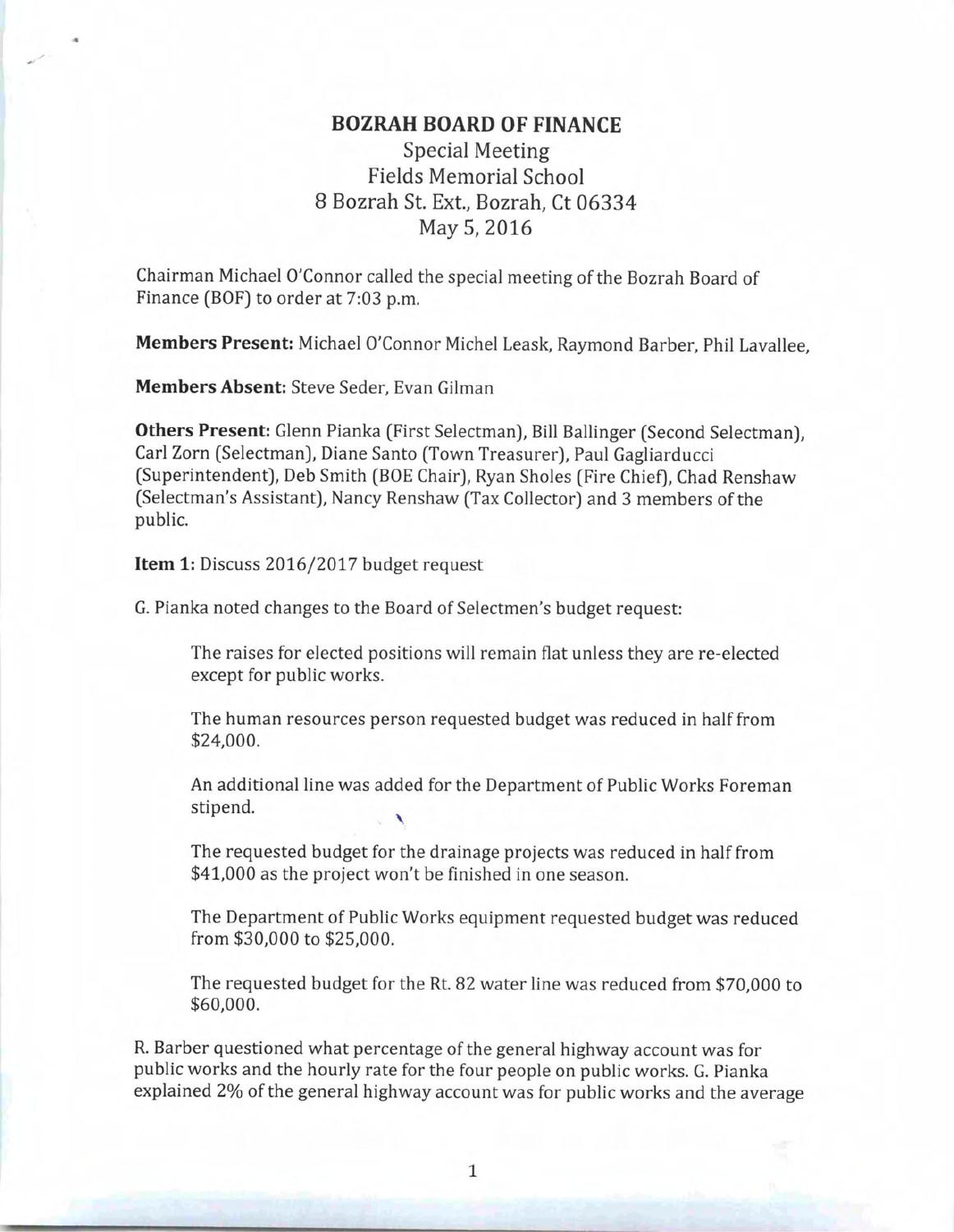## BOZRAH BOARD OF FINANCE

Special Meeting
Fields Memorial School
8 Bozrah St. Ext., Bozrah, Ct 06334
May 5, 2016

Chairman Michael O'Connor called the special meeting of the Bozrah Board of Finance (BOF) to order at 7:03 p.m.

**Members Present:** Michael O'Connor Michel Leask, Raymond Barber, Phil Lavallee,

**Members Absent:** Steve Seder, Evan Gilman

**Others Present:** Glenn Pianka (First Selectman), Bill Ballinger (Second Selectman), Carl Zorn (Selectman), Diane Santo (Town Treasurer), Paul Gagliarducci (Superintendent), Deb Smith (BOE Chair), Ryan Sholes (Fire Chief), Chad Renshaw (Selectman's Assistant), Nancy Renshaw (Tax Collector) and 3 members of the public.

**Item 1:** Discuss 2016/2017 budget request

G. Pianka noted changes to the Board of Selectmen's budget request:

> The raises for elected positions will remain flat unless they are re-elected except for public works.
>
> The human resources person requested budget was reduced in half from $24,000.
>
> An additional line was added for the Department of Public Works Foreman stipend.
>
> The requested budget for the drainage projects was reduced in half from $41,000 as the project won't be finished in one season.
>
> The Department of Public Works equipment requested budget was reduced from $30,000 to $25,000.
>
> The requested budget for the Rt. 82 water line was reduced from $70,000 to $60,000.

R. Barber questioned what percentage of the general highway account was for public works and the hourly rate for the four people on public works. G. Pianka explained 2% of the general highway account was for public works and the average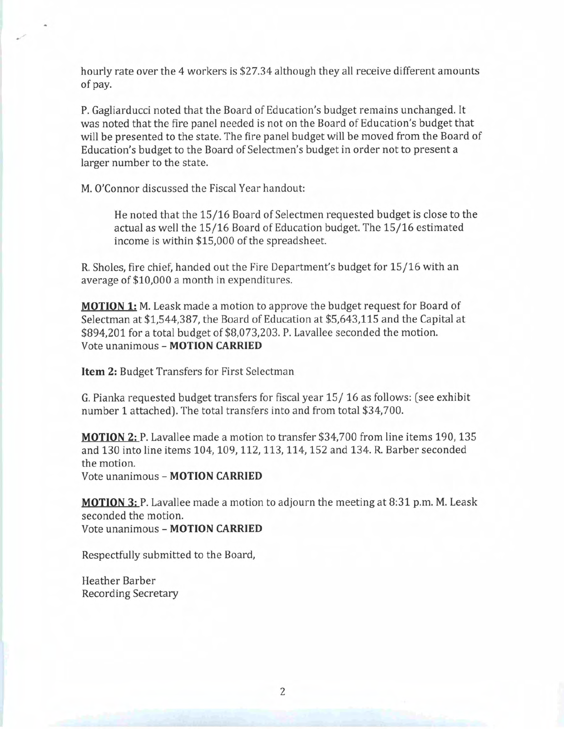hourly rate over the 4 workers is $27.34 although they all receive different amounts of pay.

P. Gagliarducci noted that the Board of Education's budget remains unchanged. It was noted that the fire panel needed is not on the Board of Education's budget that will be presented to the state. The fire panel budget will be moved from the Board of Education's budget to the Board of Selectmen's budget in order not to present a larger number to the state.

M. O'Connor discussed the Fiscal Year handout:

> He noted that the 15/16 Board of Selectmen requested budget is close to the actual as well the 15/16 Board of Education budget. The 15/16 estimated income is within $15,000 of the spreadsheet.

R. Sholes, fire chief, handed out the Fire Department's budget for 15/16 with an average of $10,000 a month in expenditures.

**MOTION 1:** M. Leask made a motion to approve the budget request for Board of Selectman at $1,544,387, the Board of Education at $5,643,115 and the Capital at $894,201 for a total budget of $8,073,203. P. Lavallee seconded the motion.
Vote unanimous – **MOTION CARRIED**

**Item 2:** Budget Transfers for First Selectman

G. Pianka requested budget transfers for fiscal year 15/ 16 as follows: (see exhibit number 1 attached). The total transfers into and from total $34,700.

**MOTION 2:** P. Lavallee made a motion to transfer $34,700 from line items 190, 135 and 130 into line items 104, 109, 112, 113, 114, 152 and 134. R. Barber seconded the motion.
Vote unanimous – **MOTION CARRIED**

**MOTION 3:** P. Lavallee made a motion to adjourn the meeting at 8:31 p.m. M. Leask seconded the motion.
Vote unanimous – **MOTION CARRIED**

Respectfully submitted to the Board,

Heather Barber
Recording Secretary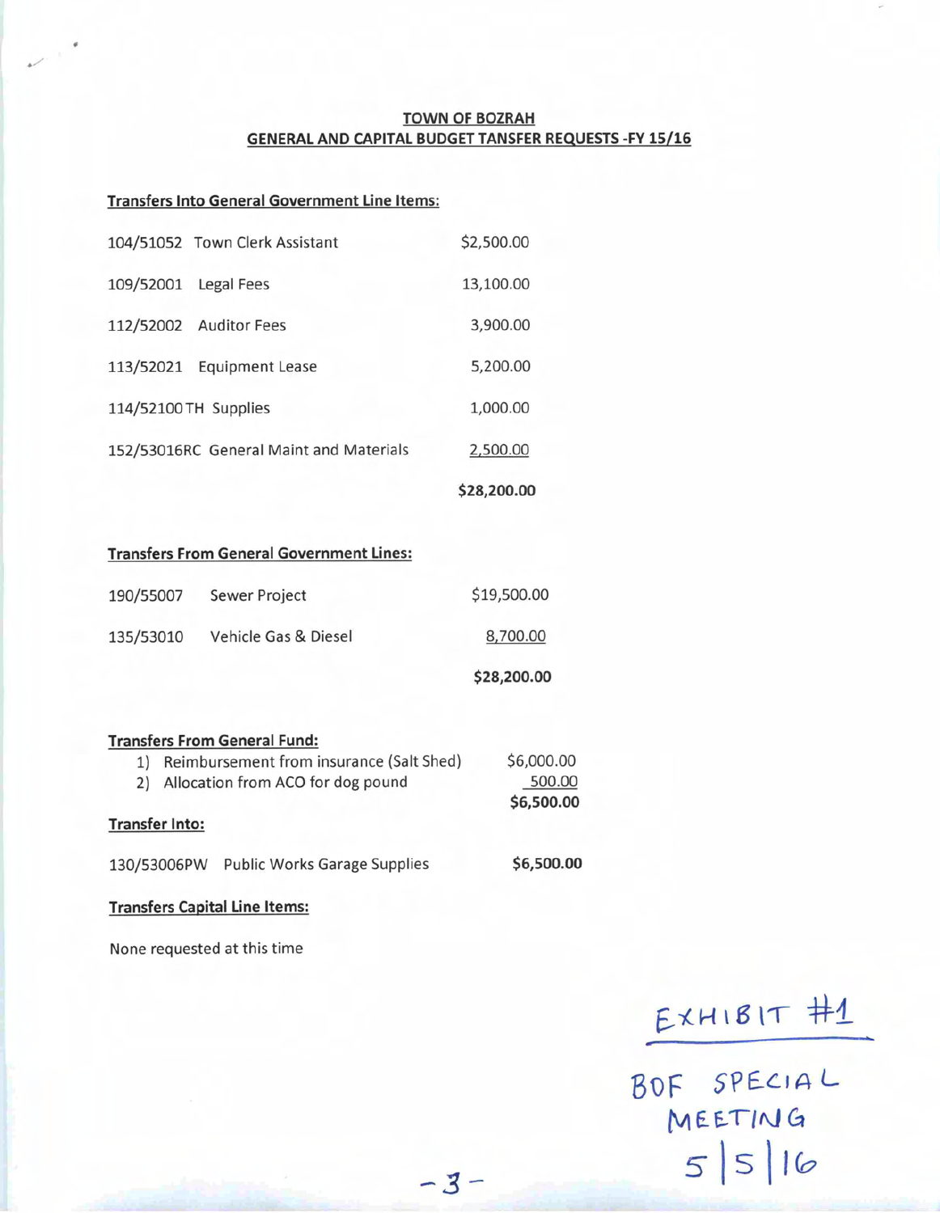## TOWN OF BOZRAH
## GENERAL AND CAPITAL BUDGET TANSFER REQUESTS -FY 15/16

**Transfers Into General Government Line Items:**

| | | |
|---|---|---|
| 104/51052 | Town Clerk Assistant | $2,500.00 |
| 109/52001 | Legal Fees | 13,100.00 |
| 112/52002 | Auditor Fees | 3,900.00 |
| 113/52021 | Equipment Lease | 5,200.00 |
| 114/52100TH | Supplies | 1,000.00 |
| 152/53016RC | General Maint and Materials | 2,500.00 |
| | | **$28,200.00** |

**Transfers From General Government Lines:**

| | | |
|---|---|---|
| 190/55007 | Sewer Project | $19,500.00 |
| 135/53010 | Vehicle Gas & Diesel | 8,700.00 |
| | | **$28,200.00** |

**Transfers From General Fund:**

1) Reimbursement from insurance (Salt Shed) $6,000.00
2) Allocation from ACO for dog pound 500.00

**$6,500.00**

**Transfer Into:**

130/53006PW Public Works Garage Supplies **$6,500.00**

**Transfers Capital Line Items:**

None requested at this time

EXHIBIT #1

BOF SPECIAL MEETING 5/5/16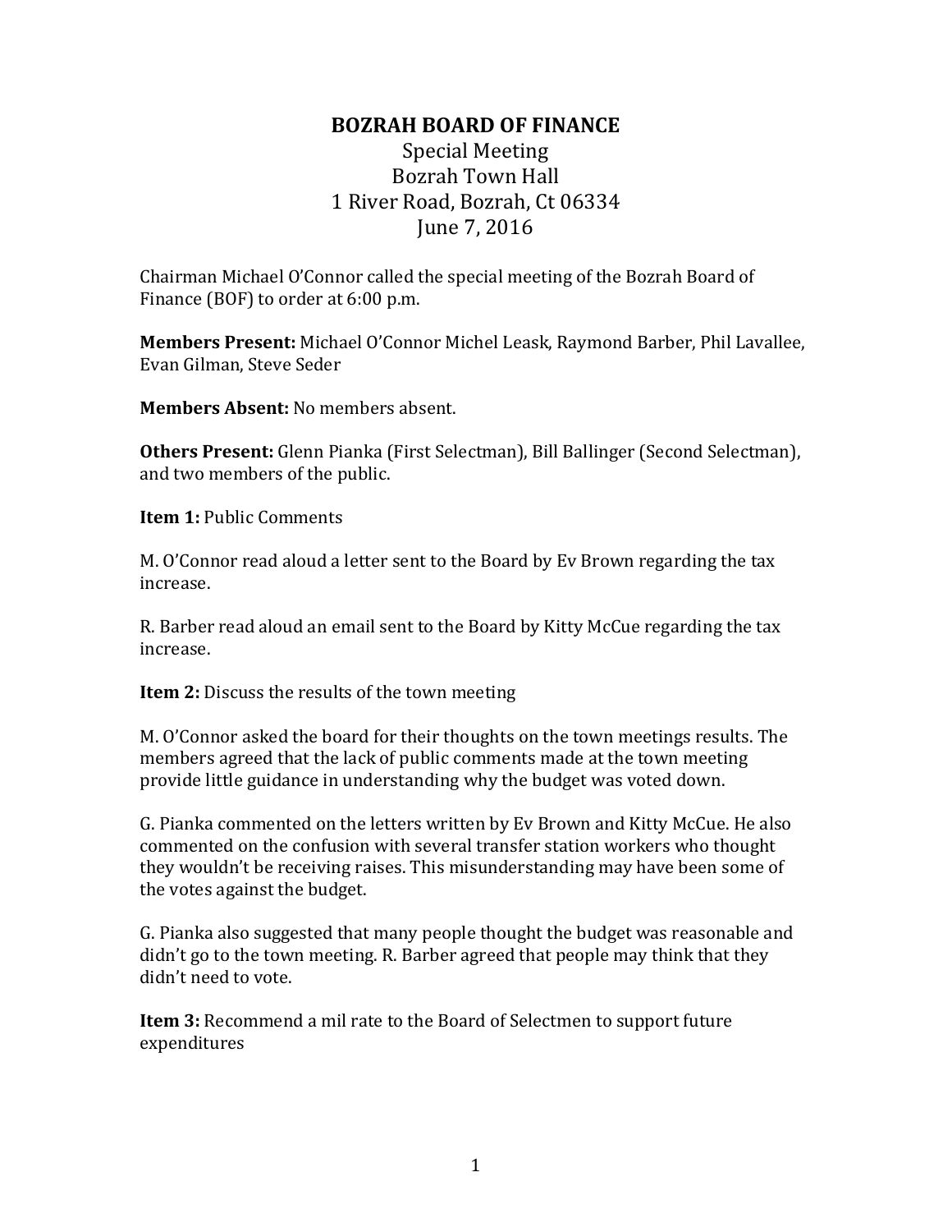# BOZRAH BOARD OF FINANCE

Special Meeting
Bozrah Town Hall
1 River Road, Bozrah, Ct 06334
June 7, 2016

Chairman Michael O'Connor called the special meeting of the Bozrah Board of Finance (BOF) to order at 6:00 p.m.

**Members Present:** Michael O'Connor Michel Leask, Raymond Barber, Phil Lavallee, Evan Gilman, Steve Seder

**Members Absent:** No members absent.

**Others Present:** Glenn Pianka (First Selectman), Bill Ballinger (Second Selectman), and two members of the public.

**Item 1:** Public Comments

M. O'Connor read aloud a letter sent to the Board by Ev Brown regarding the tax increase.

R. Barber read aloud an email sent to the Board by Kitty McCue regarding the tax increase.

**Item 2:** Discuss the results of the town meeting

M. O'Connor asked the board for their thoughts on the town meetings results. The members agreed that the lack of public comments made at the town meeting provide little guidance in understanding why the budget was voted down.

G. Pianka commented on the letters written by Ev Brown and Kitty McCue. He also commented on the confusion with several transfer station workers who thought they wouldn't be receiving raises. This misunderstanding may have been some of the votes against the budget.

G. Pianka also suggested that many people thought the budget was reasonable and didn't go to the town meeting. R. Barber agreed that people may think that they didn't need to vote.

**Item 3:** Recommend a mil rate to the Board of Selectmen to support future expenditures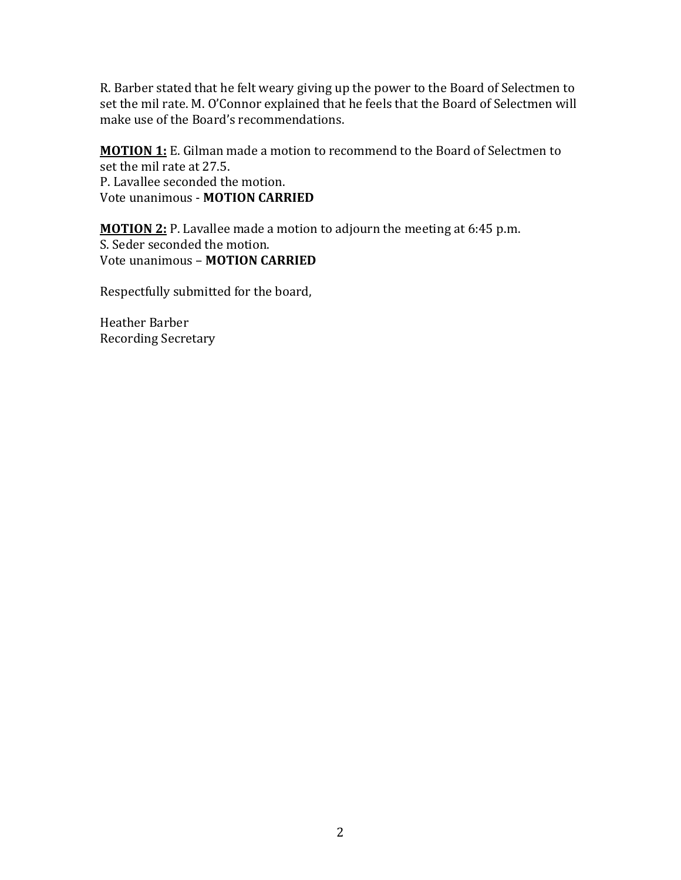R. Barber stated that he felt weary giving up the power to the Board of Selectmen to set the mil rate. M. O'Connor explained that he feels that the Board of Selectmen will make use of the Board's recommendations.

**<u>MOTION 1:</u>** E. Gilman made a motion to recommend to the Board of Selectmen to set the mil rate at 27.5.
P. Lavallee seconded the motion.
Vote unanimous - **MOTION CARRIED**

**<u>MOTION 2:</u>** P. Lavallee made a motion to adjourn the meeting at 6:45 p.m.
S. Seder seconded the motion.
Vote unanimous – **MOTION CARRIED**

Respectfully submitted for the board,

Heather Barber
Recording Secretary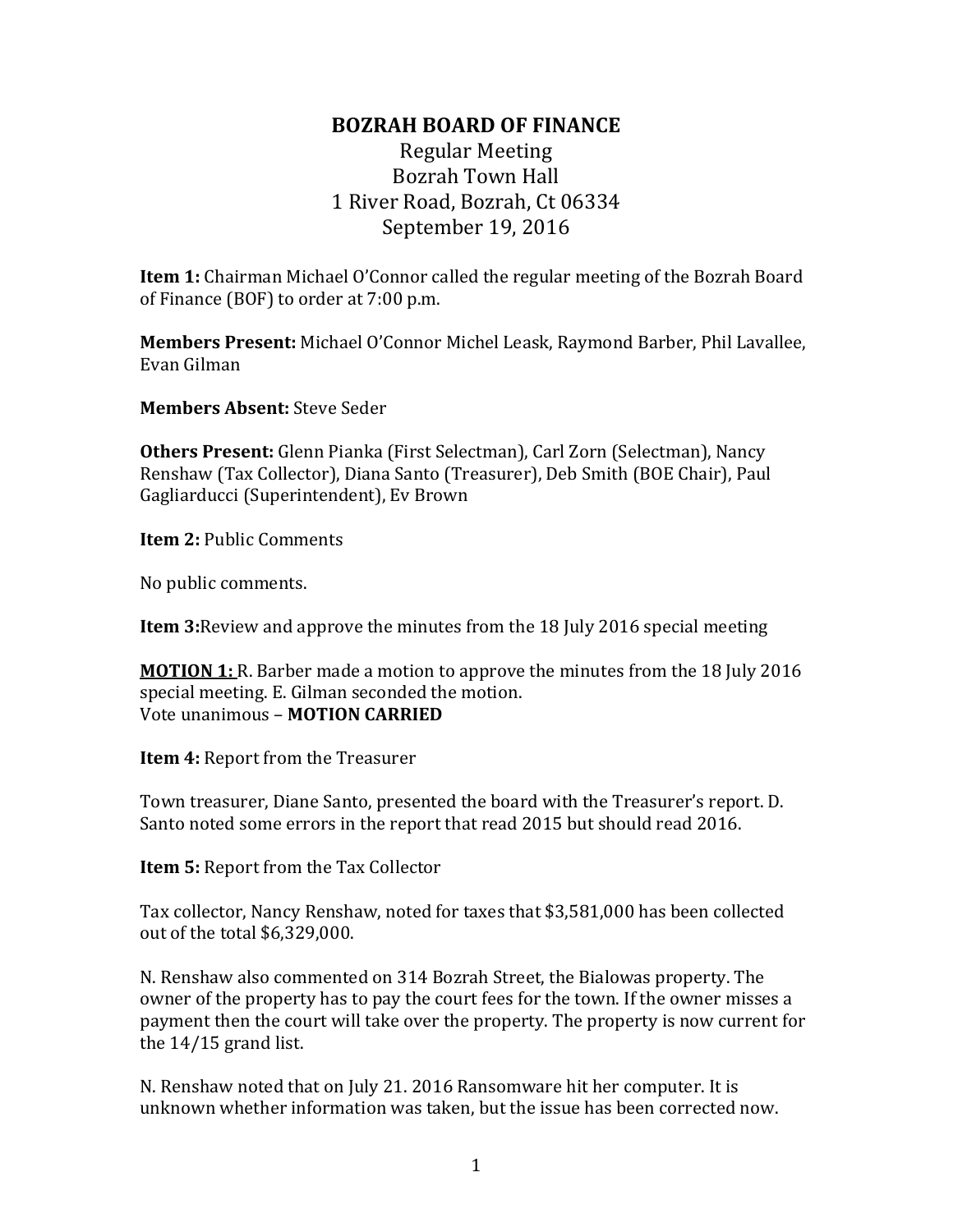# BOZRAH BOARD OF FINANCE

Regular Meeting
Bozrah Town Hall
1 River Road, Bozrah, Ct 06334
September 19, 2016

**Item 1:** Chairman Michael O'Connor called the regular meeting of the Bozrah Board of Finance (BOF) to order at 7:00 p.m.

**Members Present:** Michael O'Connor Michel Leask, Raymond Barber, Phil Lavallee, Evan Gilman

**Members Absent:** Steve Seder

**Others Present:** Glenn Pianka (First Selectman), Carl Zorn (Selectman), Nancy Renshaw (Tax Collector), Diana Santo (Treasurer), Deb Smith (BOE Chair), Paul Gagliarducci (Superintendent), Ev Brown

**Item 2:** Public Comments

No public comments.

**Item 3:**Review and approve the minutes from the 18 July 2016 special meeting

**MOTION 1:** R. Barber made a motion to approve the minutes from the 18 July 2016 special meeting. E. Gilman seconded the motion.
Vote unanimous – **MOTION CARRIED**

**Item 4:** Report from the Treasurer

Town treasurer, Diane Santo, presented the board with the Treasurer's report. D. Santo noted some errors in the report that read 2015 but should read 2016.

**Item 5:** Report from the Tax Collector

Tax collector, Nancy Renshaw, noted for taxes that $3,581,000 has been collected out of the total $6,329,000.

N. Renshaw also commented on 314 Bozrah Street, the Bialowas property. The owner of the property has to pay the court fees for the town. If the owner misses a payment then the court will take over the property. The property is now current for the 14/15 grand list.

N. Renshaw noted that on July 21. 2016 Ransomware hit her computer. It is unknown whether information was taken, but the issue has been corrected now.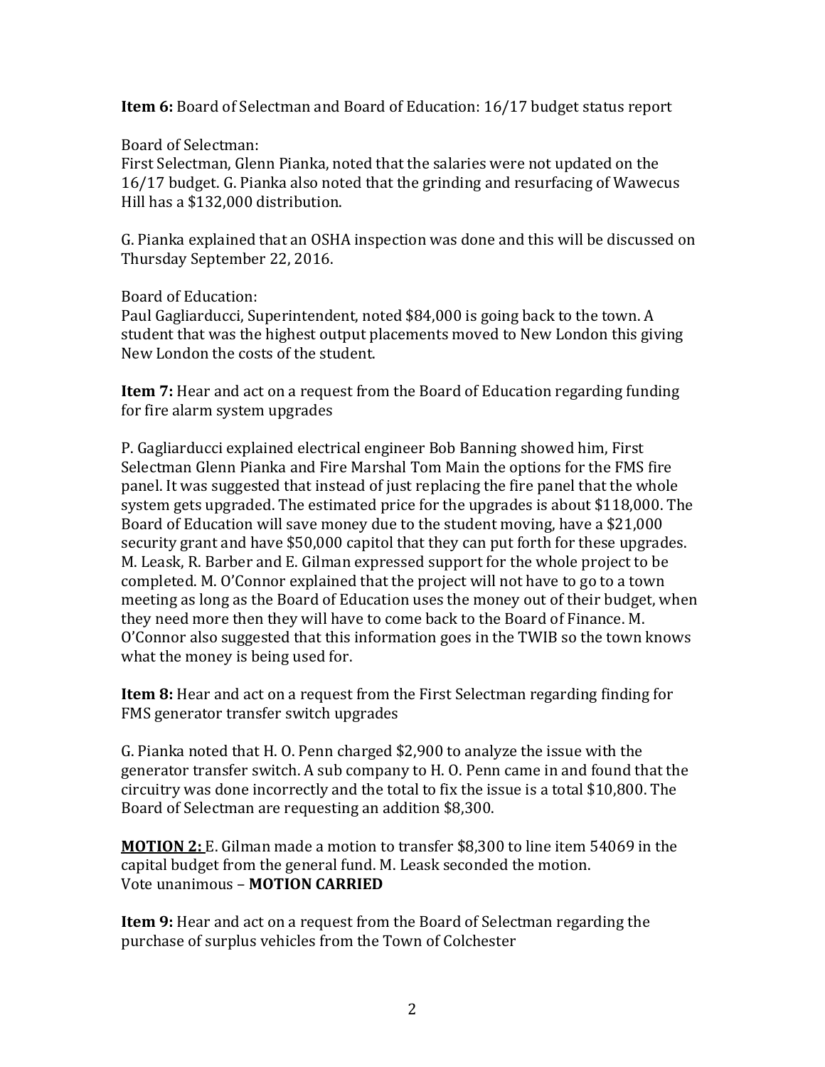**Item 6:** Board of Selectman and Board of Education: 16/17 budget status report

Board of Selectman:
First Selectman, Glenn Pianka, noted that the salaries were not updated on the 16/17 budget. G. Pianka also noted that the grinding and resurfacing of Wawecus Hill has a $132,000 distribution.

G. Pianka explained that an OSHA inspection was done and this will be discussed on Thursday September 22, 2016.

Board of Education:
Paul Gagliarducci, Superintendent, noted $84,000 is going back to the town. A student that was the highest output placements moved to New London this giving New London the costs of the student.

**Item 7:** Hear and act on a request from the Board of Education regarding funding for fire alarm system upgrades

P. Gagliarducci explained electrical engineer Bob Banning showed him, First Selectman Glenn Pianka and Fire Marshal Tom Main the options for the FMS fire panel. It was suggested that instead of just replacing the fire panel that the whole system gets upgraded. The estimated price for the upgrades is about $118,000. The Board of Education will save money due to the student moving, have a $21,000 security grant and have $50,000 capitol that they can put forth for these upgrades. M. Leask, R. Barber and E. Gilman expressed support for the whole project to be completed. M. O'Connor explained that the project will not have to go to a town meeting as long as the Board of Education uses the money out of their budget, when they need more then they will have to come back to the Board of Finance. M. O'Connor also suggested that this information goes in the TWIB so the town knows what the money is being used for.

**Item 8:** Hear and act on a request from the First Selectman regarding finding for FMS generator transfer switch upgrades

G. Pianka noted that H. O. Penn charged $2,900 to analyze the issue with the generator transfer switch. A sub company to H. O. Penn came in and found that the circuitry was done incorrectly and the total to fix the issue is a total $10,800. The Board of Selectman are requesting an addition $8,300.

**MOTION 2:** E. Gilman made a motion to transfer $8,300 to line item 54069 in the capital budget from the general fund. M. Leask seconded the motion.
Vote unanimous – **MOTION CARRIED**

**Item 9:** Hear and act on a request from the Board of Selectman regarding the purchase of surplus vehicles from the Town of Colchester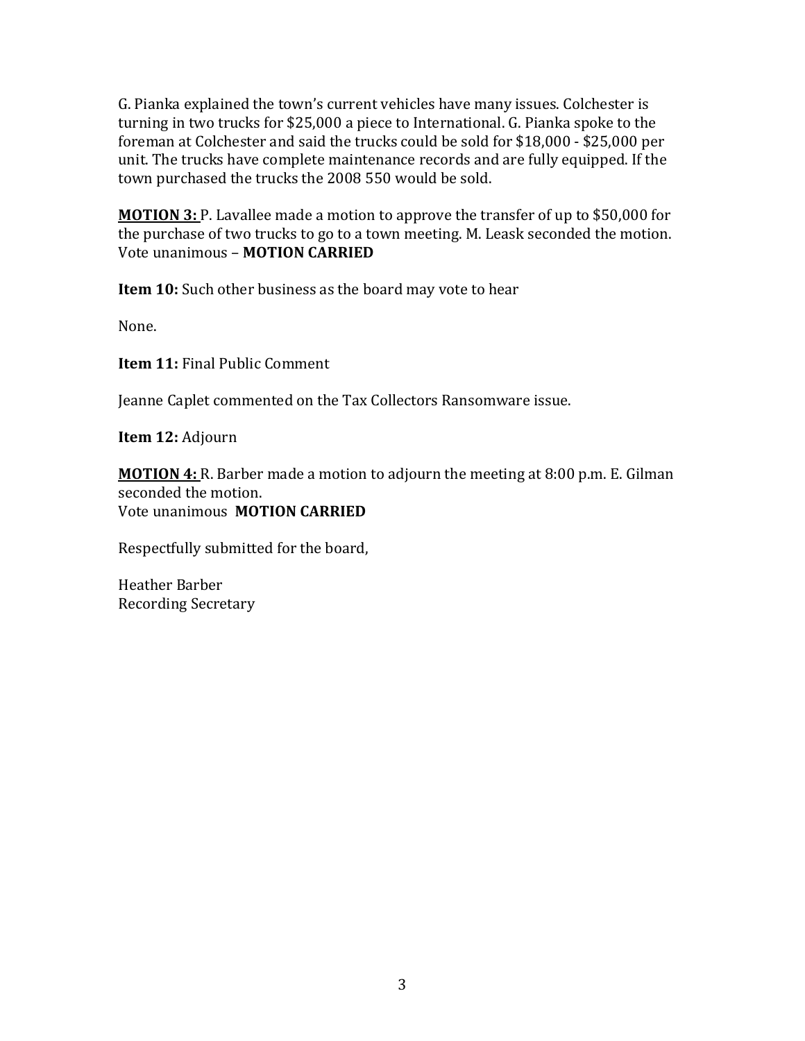G. Pianka explained the town's current vehicles have many issues. Colchester is turning in two trucks for $25,000 a piece to International. G. Pianka spoke to the foreman at Colchester and said the trucks could be sold for $18,000 - $25,000 per unit. The trucks have complete maintenance records and are fully equipped. If the town purchased the trucks the 2008 550 would be sold.

**MOTION 3:** P. Lavallee made a motion to approve the transfer of up to $50,000 for the purchase of two trucks to go to a town meeting. M. Leask seconded the motion.
Vote unanimous – **MOTION CARRIED**

**Item 10:** Such other business as the board may vote to hear

None.

**Item 11:** Final Public Comment

Jeanne Caplet commented on the Tax Collectors Ransomware issue.

**Item 12:** Adjourn

**MOTION 4:** R. Barber made a motion to adjourn the meeting at 8:00 p.m. E. Gilman seconded the motion.
Vote unanimous **MOTION CARRIED**

Respectfully submitted for the board,

Heather Barber
Recording Secretary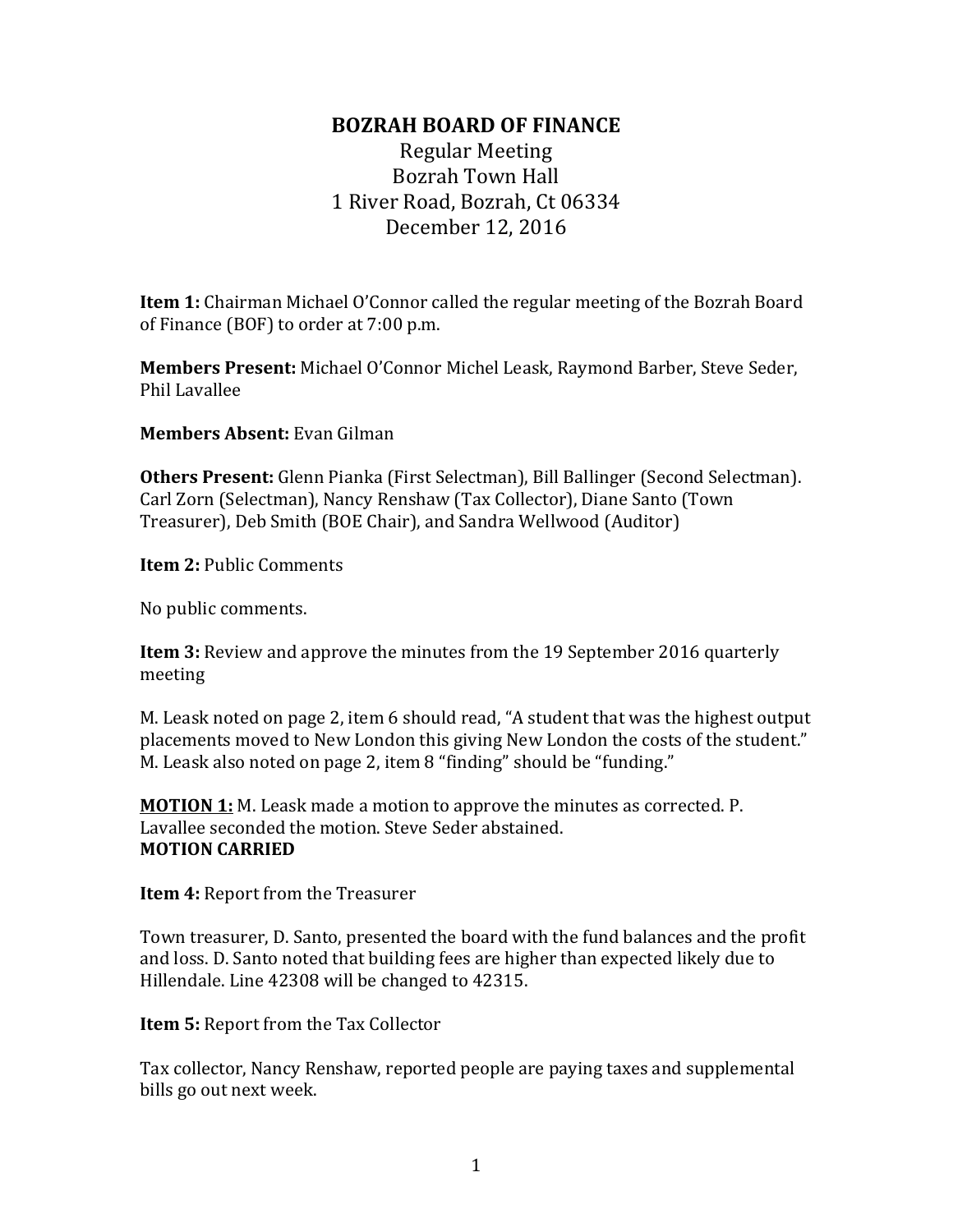# BOZRAH BOARD OF FINANCE

Regular Meeting
Bozrah Town Hall
1 River Road, Bozrah, Ct 06334
December 12, 2016

**Item 1:** Chairman Michael O'Connor called the regular meeting of the Bozrah Board of Finance (BOF) to order at 7:00 p.m.

**Members Present:** Michael O'Connor Michel Leask, Raymond Barber, Steve Seder, Phil Lavallee

**Members Absent:** Evan Gilman

**Others Present:** Glenn Pianka (First Selectman), Bill Ballinger (Second Selectman). Carl Zorn (Selectman), Nancy Renshaw (Tax Collector), Diane Santo (Town Treasurer), Deb Smith (BOE Chair), and Sandra Wellwood (Auditor)

**Item 2:** Public Comments

No public comments.

**Item 3:** Review and approve the minutes from the 19 September 2016 quarterly meeting

M. Leask noted on page 2, item 6 should read, "A student that was the highest output placements moved to New London this giving New London the costs of the student." M. Leask also noted on page 2, item 8 "finding" should be "funding."

**MOTION 1:** M. Leask made a motion to approve the minutes as corrected. P. Lavallee seconded the motion. Steve Seder abstained.
**MOTION CARRIED**

**Item 4:** Report from the Treasurer

Town treasurer, D. Santo, presented the board with the fund balances and the profit and loss. D. Santo noted that building fees are higher than expected likely due to Hillendale. Line 42308 will be changed to 42315.

**Item 5:** Report from the Tax Collector

Tax collector, Nancy Renshaw, reported people are paying taxes and supplemental bills go out next week.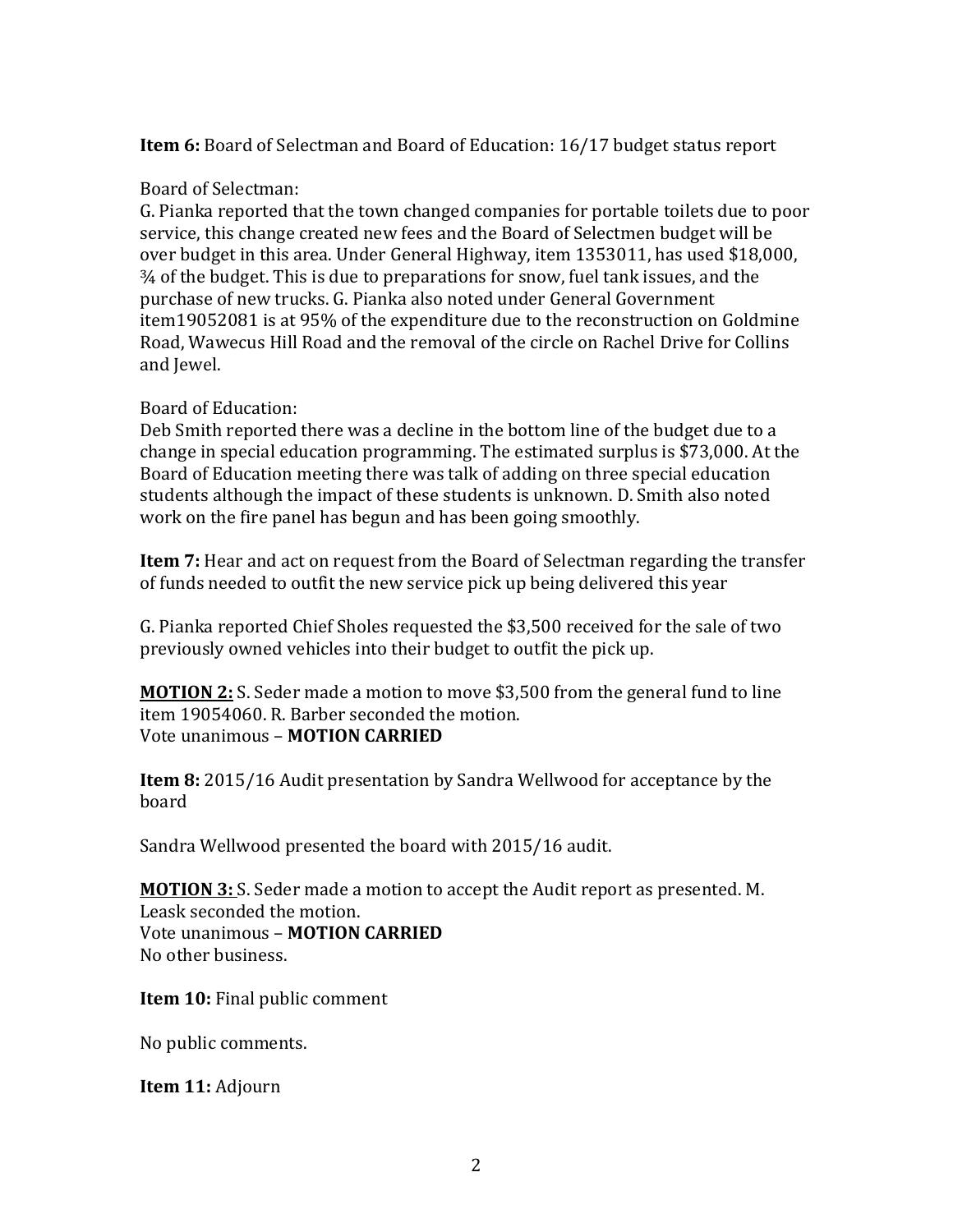**Item 6:** Board of Selectman and Board of Education: 16/17 budget status report

Board of Selectman:
G. Pianka reported that the town changed companies for portable toilets due to poor service, this change created new fees and the Board of Selectmen budget will be over budget in this area. Under General Highway, item 1353011, has used $18,000, ¾ of the budget. This is due to preparations for snow, fuel tank issues, and the purchase of new trucks. G. Pianka also noted under General Government item19052081 is at 95% of the expenditure due to the reconstruction on Goldmine Road, Wawecus Hill Road and the removal of the circle on Rachel Drive for Collins and Jewel.

Board of Education:
Deb Smith reported there was a decline in the bottom line of the budget due to a change in special education programming. The estimated surplus is $73,000. At the Board of Education meeting there was talk of adding on three special education students although the impact of these students is unknown. D. Smith also noted work on the fire panel has begun and has been going smoothly.

**Item 7:** Hear and act on request from the Board of Selectman regarding the transfer of funds needed to outfit the new service pick up being delivered this year

G. Pianka reported Chief Sholes requested the $3,500 received for the sale of two previously owned vehicles into their budget to outfit the pick up.

**MOTION 2:** S. Seder made a motion to move $3,500 from the general fund to line item 19054060. R. Barber seconded the motion.
Vote unanimous – **MOTION CARRIED**

**Item 8:** 2015/16 Audit presentation by Sandra Wellwood for acceptance by the board

Sandra Wellwood presented the board with 2015/16 audit.

**MOTION 3:** S. Seder made a motion to accept the Audit report as presented. M. Leask seconded the motion.
Vote unanimous – **MOTION CARRIED**
No other business.

**Item 10:** Final public comment

No public comments.

**Item 11:** Adjourn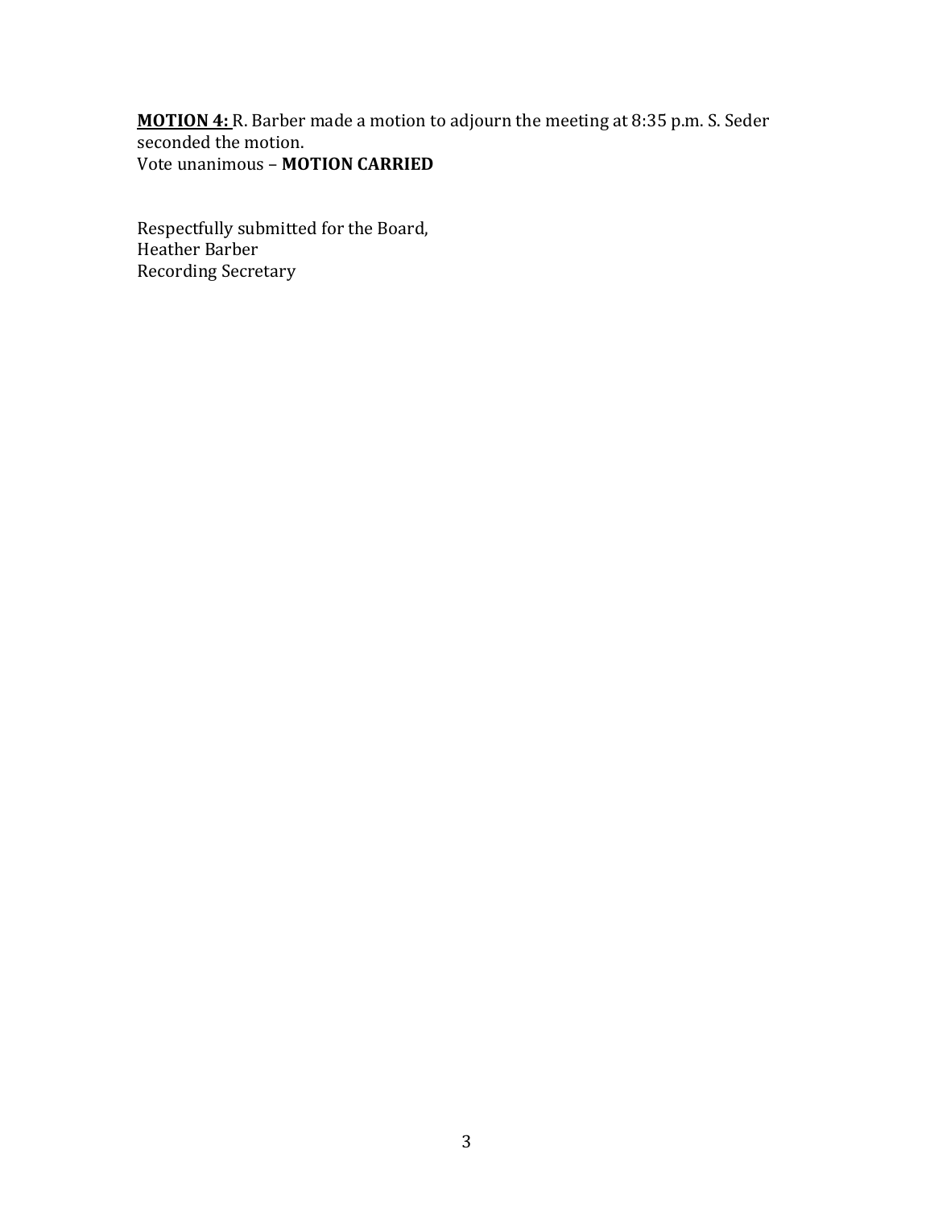**<u>MOTION 4:</u>** R. Barber made a motion to adjourn the meeting at 8:35 p.m. S. Seder seconded the motion.
Vote unanimous – **MOTION CARRIED**

Respectfully submitted for the Board,
Heather Barber
Recording Secretary